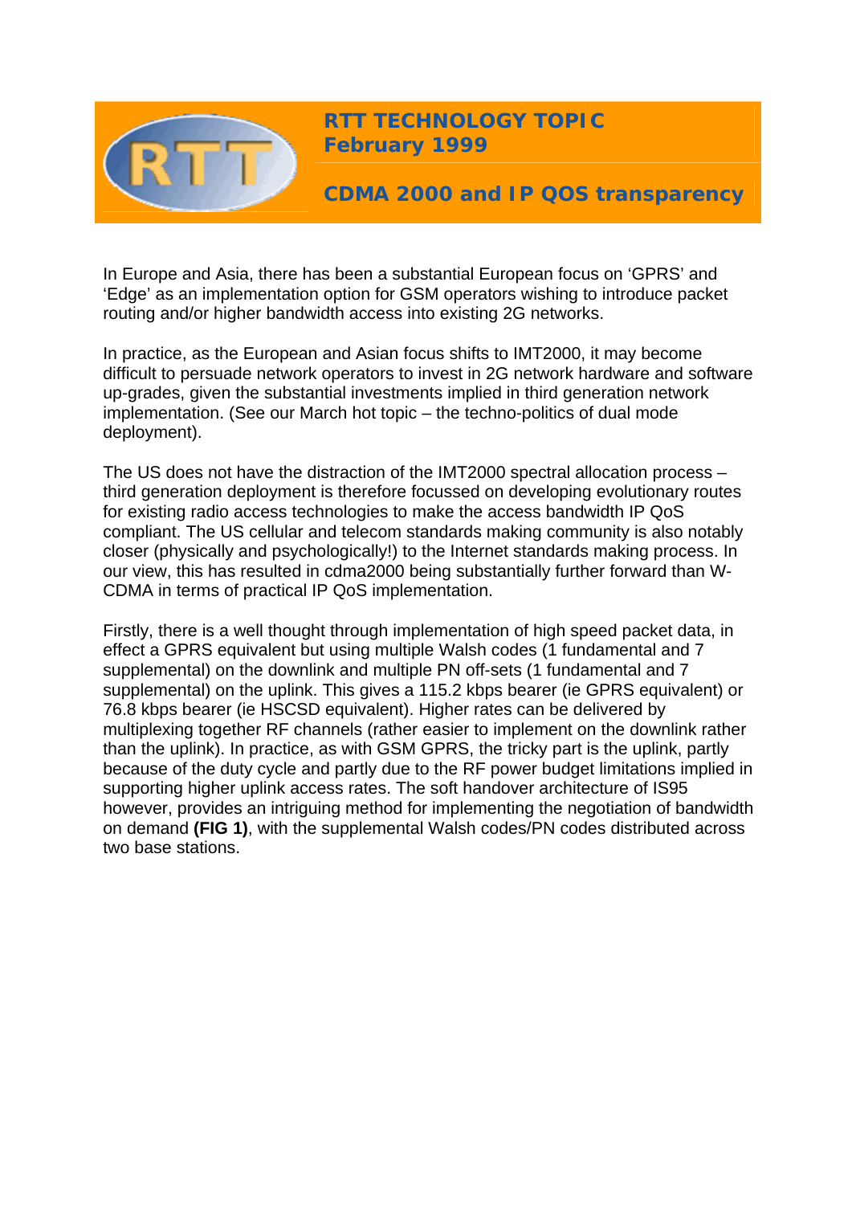# RTT TECHNOLOGY TOPIC
## February 1999

## CDMA 2000 and IP QOS transparency

In Europe and Asia, there has been a substantial European focus on 'GPRS' and 'Edge' as an implementation option for GSM operators wishing to introduce packet routing and/or higher bandwidth access into existing 2G networks.

In practice, as the European and Asian focus shifts to IMT2000, it may become difficult to persuade network operators to invest in 2G network hardware and software up-grades, given the substantial investments implied in third generation network implementation. (See our March hot topic – the techno-politics of dual mode deployment).

The US does not have the distraction of the IMT2000 spectral allocation process – third generation deployment is therefore focussed on developing evolutionary routes for existing radio access technologies to make the access bandwidth IP QoS compliant. The US cellular and telecom standards making community is also notably closer (physically and psychologically!) to the Internet standards making process. In our view, this has resulted in cdma2000 being substantially further forward than W-CDMA in terms of practical IP QoS implementation.

Firstly, there is a well thought through implementation of high speed packet data, in effect a GPRS equivalent but using multiple Walsh codes (1 fundamental and 7 supplemental) on the downlink and multiple PN off-sets (1 fundamental and 7 supplemental) on the uplink. This gives a 115.2 kbps bearer (ie GPRS equivalent) or 76.8 kbps bearer (ie HSCSD equivalent). Higher rates can be delivered by multiplexing together RF channels (rather easier to implement on the downlink rather than the uplink). In practice, as with GSM GPRS, the tricky part is the uplink, partly because of the duty cycle and partly due to the RF power budget limitations implied in supporting higher uplink access rates. The soft handover architecture of IS95 however, provides an intriguing method for implementing the negotiation of bandwidth on demand **(FIG 1)**, with the supplemental Walsh codes/PN codes distributed across two base stations.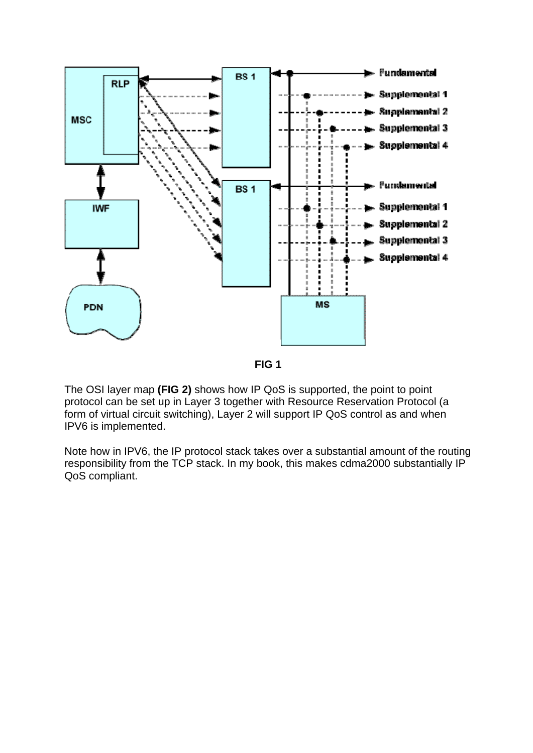FIG 1

The OSI layer map **(FIG 2)** shows how IP QoS is supported, the point to point protocol can be set up in Layer 3 together with Resource Reservation Protocol (a form of virtual circuit switching), Layer 2 will support IP QoS control as and when IPV6 is implemented.

Note how in IPV6, the IP protocol stack takes over a substantial amount of the routing responsibility from the TCP stack. In my book, this makes cdma2000 substantially IP QoS compliant.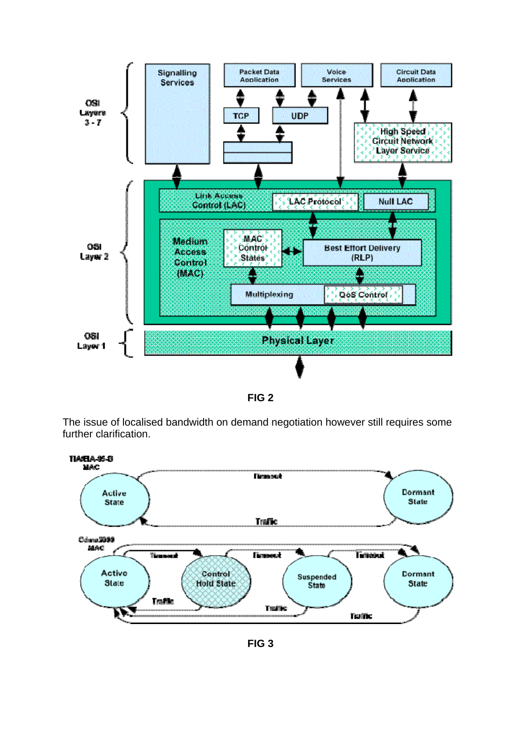FIG 2

The issue of localised bandwidth on demand negotiation however still requires some further clarification.

FIG 3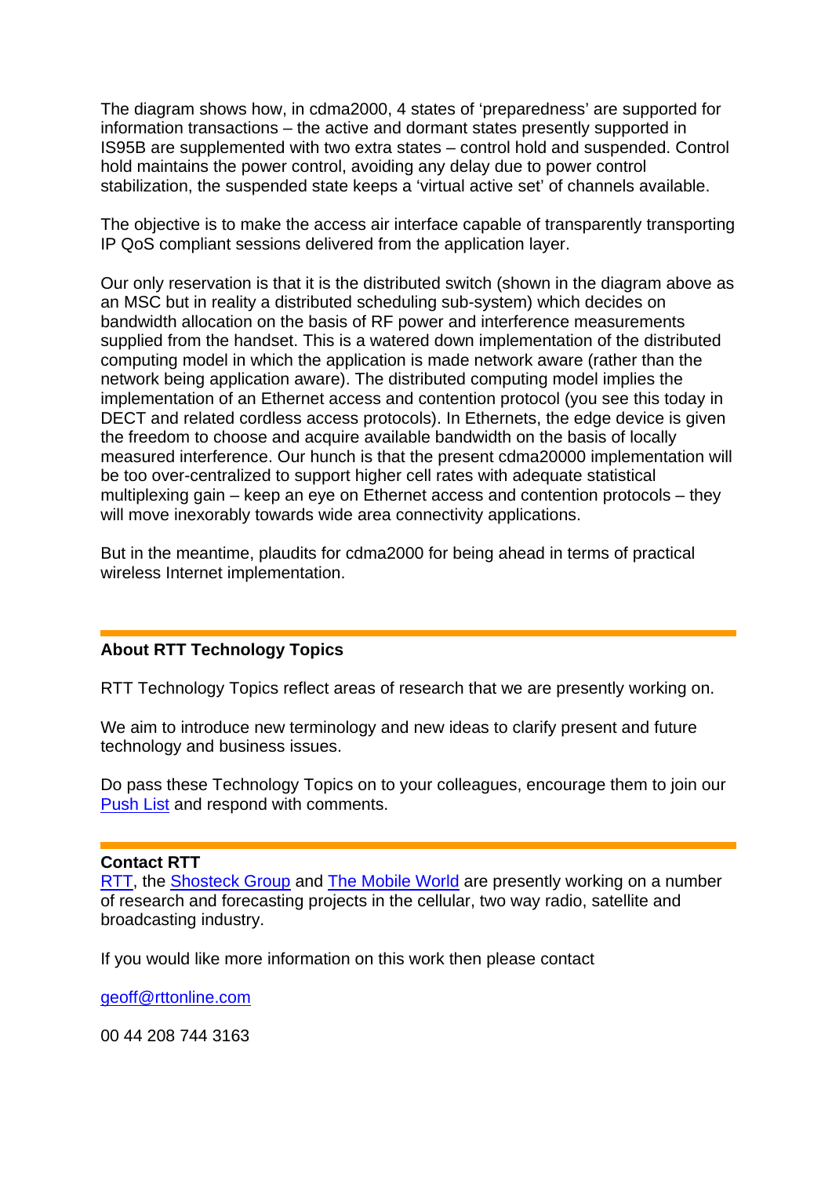The diagram shows how, in cdma2000, 4 states of 'preparedness' are supported for information transactions – the active and dormant states presently supported in IS95B are supplemented with two extra states – control hold and suspended. Control hold maintains the power control, avoiding any delay due to power control stabilization, the suspended state keeps a 'virtual active set' of channels available.

The objective is to make the access air interface capable of transparently transporting IP QoS compliant sessions delivered from the application layer.

Our only reservation is that it is the distributed switch (shown in the diagram above as an MSC but in reality a distributed scheduling sub-system) which decides on bandwidth allocation on the basis of RF power and interference measurements supplied from the handset. This is a watered down implementation of the distributed computing model in which the application is made network aware (rather than the network being application aware). The distributed computing model implies the implementation of an Ethernet access and contention protocol (you see this today in DECT and related cordless access protocols). In Ethernets, the edge device is given the freedom to choose and acquire available bandwidth on the basis of locally measured interference. Our hunch is that the present cdma20000 implementation will be too over-centralized to support higher cell rates with adequate statistical multiplexing gain – keep an eye on Ethernet access and contention protocols – they will move inexorably towards wide area connectivity applications.

But in the meantime, plaudits for cdma2000 for being ahead in terms of practical wireless Internet implementation.

---

**About RTT Technology Topics**

RTT Technology Topics reflect areas of research that we are presently working on.

We aim to introduce new terminology and new ideas to clarify present and future technology and business issues.

Do pass these Technology Topics on to your colleagues, encourage them to join our Push List and respond with comments.

---

**Contact RTT**

RTT, the Shosteck Group and The Mobile World are presently working on a number of research and forecasting projects in the cellular, two way radio, satellite and broadcasting industry.

If you would like more information on this work then please contact

geoff@rttonline.com

00 44 208 744 3163